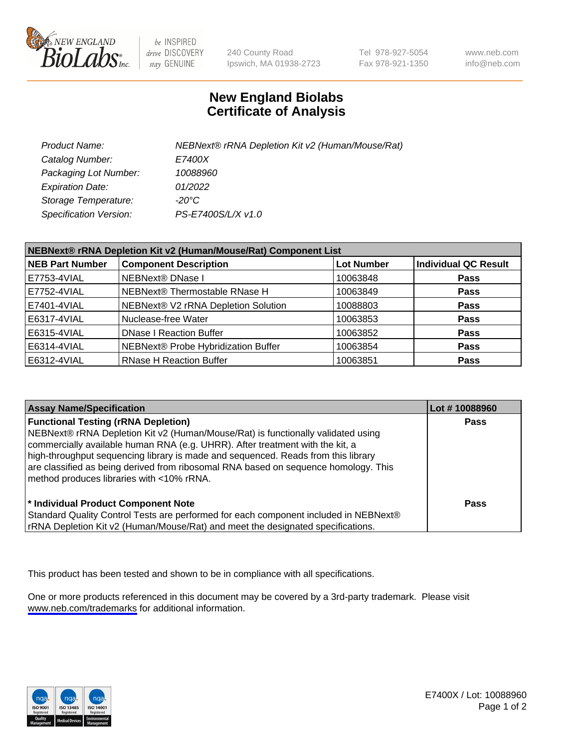New England BioLabs Inc. — be INSPIRED drive DISCOVERY stay GENUINE

240 County Road
Ipswich, MA 01938-2723

Tel 978-927-5054
Fax 978-921-1350

www.neb.com
info@neb.com

# New England Biolabs
# Certificate of Analysis

| | |
|---|---|
| *Product Name:* | *NEBNext® rRNA Depletion Kit v2 (Human/Mouse/Rat)* |
| *Catalog Number:* | *E7400X* |
| *Packaging Lot Number:* | *10088960* |
| *Expiration Date:* | *01/2022* |
| *Storage Temperature:* | *-20°C* |
| *Specification Version:* | *PS-E7400S/L/X v1.0* |

| NEBNext® rRNA Depletion Kit v2 (Human/Mouse/Rat) Component List | | | |
|---|---|---|---|
| **NEB Part Number** | **Component Description** | **Lot Number** | **Individual QC Result** |
| E7753-4VIAL | NEBNext® DNase I | 10063848 | **Pass** |
| E7752-4VIAL | NEBNext® Thermostable RNase H | 10063849 | **Pass** |
| E7401-4VIAL | NEBNext® V2 rRNA Depletion Solution | 10088803 | **Pass** |
| E6317-4VIAL | Nuclease-free Water | 10063853 | **Pass** |
| E6315-4VIAL | DNase I Reaction Buffer | 10063852 | **Pass** |
| E6314-4VIAL | NEBNext® Probe Hybridization Buffer | 10063854 | **Pass** |
| E6312-4VIAL | RNase H Reaction Buffer | 10063851 | **Pass** |

| Assay Name/Specification | Lot # 10088960 |
|---|---|
| **Functional Testing (rRNA Depletion)**<br>NEBNext® rRNA Depletion Kit v2 (Human/Mouse/Rat) is functionally validated using commercially available human RNA (e.g. UHRR). After treatment with the kit, a high-throughput sequencing library is made and sequenced. Reads from this library are classified as being derived from ribosomal RNA based on sequence homology. This method produces libraries with <10% rRNA. | **Pass** |
| **\* Individual Product Component Note**<br>Standard Quality Control Tests are performed for each component included in NEBNext® rRNA Depletion Kit v2 (Human/Mouse/Rat) and meet the designated specifications. | **Pass** |

This product has been tested and shown to be in compliance with all specifications.

One or more products referenced in this document may be covered by a 3rd-party trademark. Please visit www.neb.com/trademarks for additional information.

ISO 9001 Registered Quality Management | ISO 13485 Registered Medical Devices | ISO 14001 Registered Environmental Management

E7400X / Lot: 10088960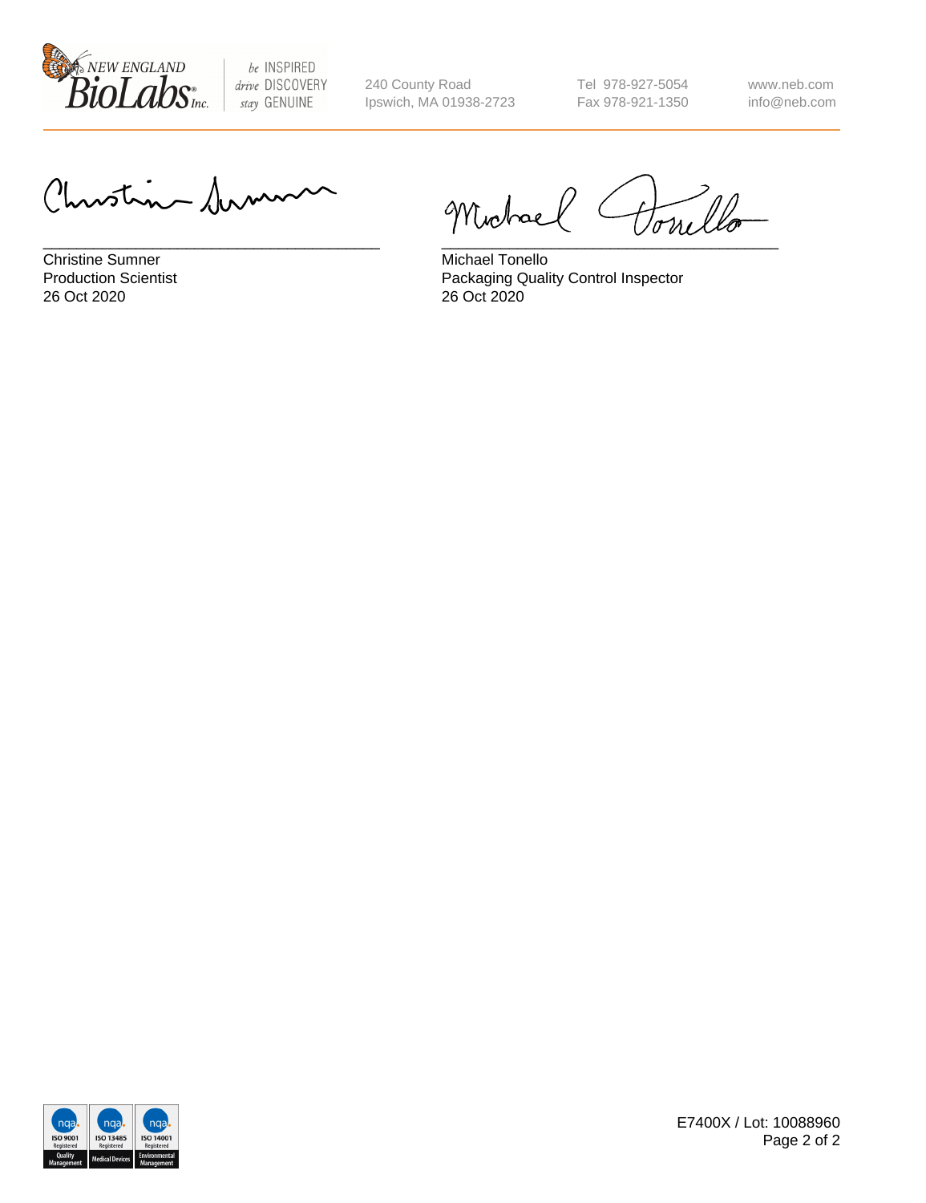New England BioLabs Inc. — be INSPIRED, drive DISCOVERY, stay GENUINE

240 County Road
Ipswich, MA 01938-2723

Tel 978-927-5054
Fax 978-921-1350

www.neb.com
info@neb.com

Christine Sumner
Production Scientist
26 Oct 2020

Michael Tonello
Packaging Quality Control Inspector
26 Oct 2020

nqa ISO 9001 Registered Quality Management | nqa ISO 13485 Registered Medical Devices | nqa ISO 14001 Registered Environmental Management

E7400X / Lot: 10088960